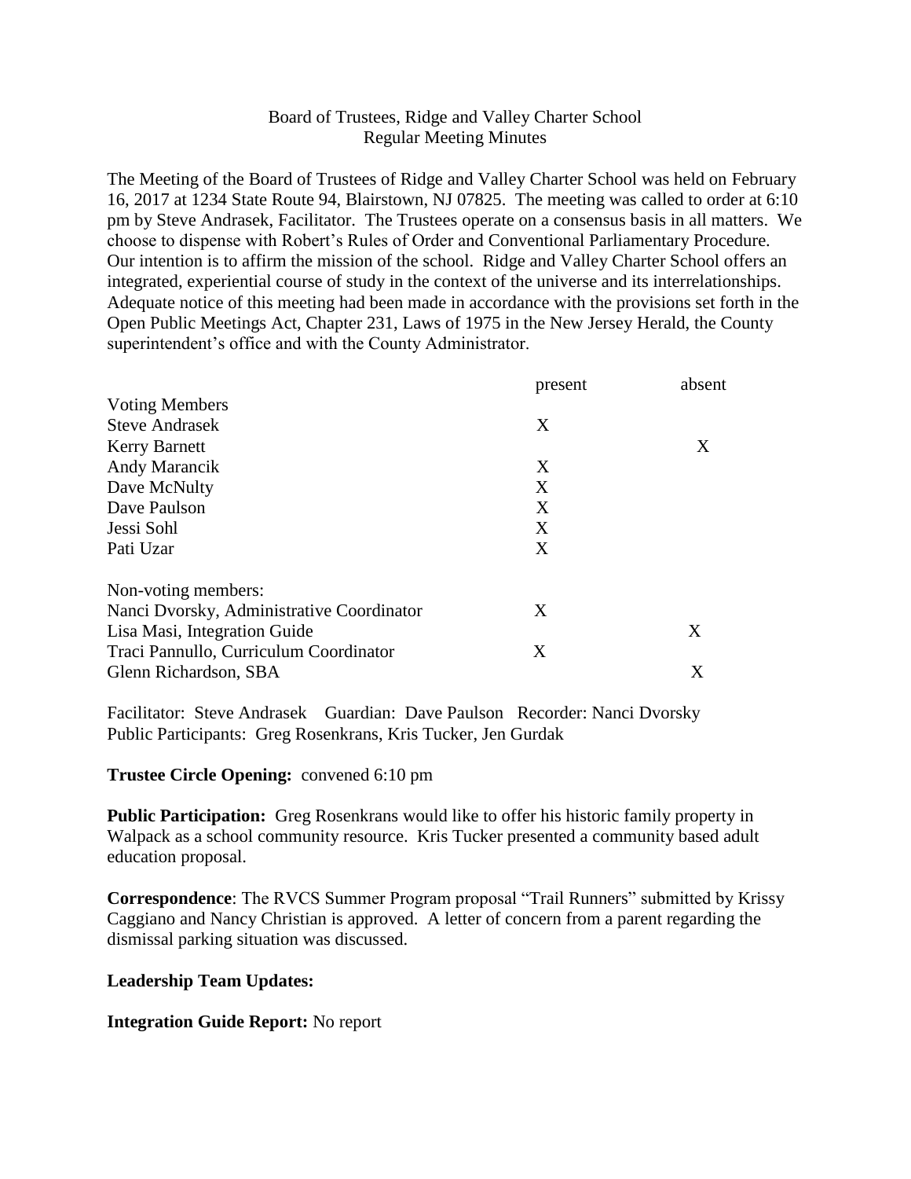Board of Trustees, Ridge and Valley Charter School
Regular Meeting Minutes

The Meeting of the Board of Trustees of Ridge and Valley Charter School was held on February 16, 2017 at 1234 State Route 94, Blairstown, NJ 07825. The meeting was called to order at 6:10 pm by Steve Andrasek, Facilitator. The Trustees operate on a consensus basis in all matters. We choose to dispense with Robert's Rules of Order and Conventional Parliamentary Procedure. Our intention is to affirm the mission of the school. Ridge and Valley Charter School offers an integrated, experiential course of study in the context of the universe and its interrelationships. Adequate notice of this meeting had been made in accordance with the provisions set forth in the Open Public Meetings Act, Chapter 231, Laws of 1975 in the New Jersey Herald, the County superintendent's office and with the County Administrator.

| | present | absent |
|---|---|---|
| Voting Members | | |
| Steve Andrasek | X | |
| Kerry Barnett | | X |
| Andy Marancik | X | |
| Dave McNulty | X | |
| Dave Paulson | X | |
| Jessi Sohl | X | |
| Pati Uzar | X | |
| Non-voting members: | | |
| Nanci Dvorsky, Administrative Coordinator | X | |
| Lisa Masi, Integration Guide | | X |
| Traci Pannullo, Curriculum Coordinator | X | |
| Glenn Richardson, SBA | | X |

Facilitator: Steve Andrasek Guardian: Dave Paulson Recorder: Nanci Dvorsky
Public Participants: Greg Rosenkrans, Kris Tucker, Jen Gurdak

**Trustee Circle Opening:** convened 6:10 pm

**Public Participation:** Greg Rosenkrans would like to offer his historic family property in Walpack as a school community resource. Kris Tucker presented a community based adult education proposal.

**Correspondence**: The RVCS Summer Program proposal "Trail Runners" submitted by Krissy Caggiano and Nancy Christian is approved. A letter of concern from a parent regarding the dismissal parking situation was discussed.

**Leadership Team Updates:**

**Integration Guide Report:** No report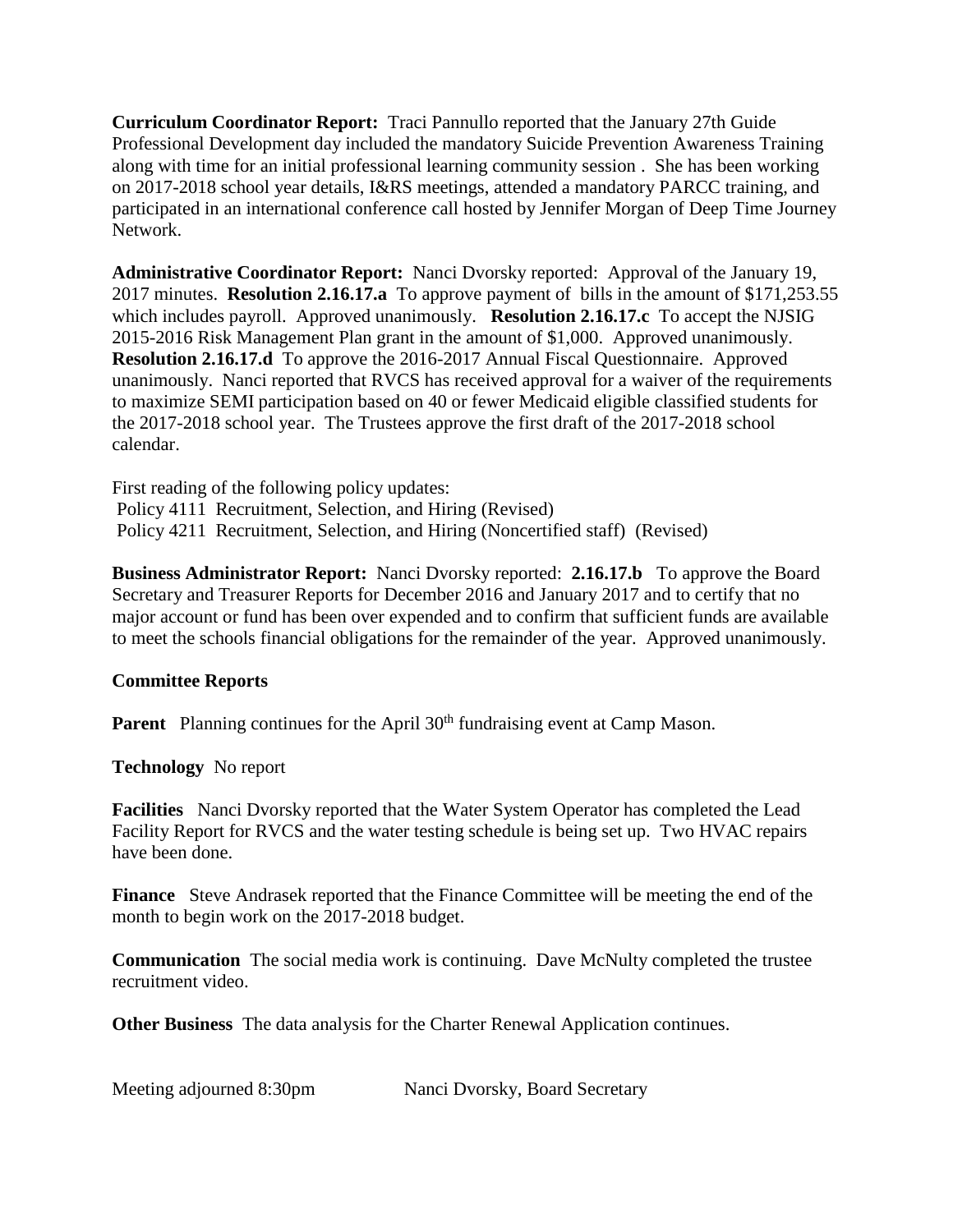**Curriculum Coordinator Report:** Traci Pannullo reported that the January 27th Guide Professional Development day included the mandatory Suicide Prevention Awareness Training along with time for an initial professional learning community session . She has been working on 2017-2018 school year details, I&RS meetings, attended a mandatory PARCC training, and participated in an international conference call hosted by Jennifer Morgan of Deep Time Journey Network.

**Administrative Coordinator Report:** Nanci Dvorsky reported: Approval of the January 19, 2017 minutes. **Resolution 2.16.17.a** To approve payment of bills in the amount of $171,253.55 which includes payroll. Approved unanimously. **Resolution 2.16.17.c** To accept the NJSIG 2015-2016 Risk Management Plan grant in the amount of $1,000. Approved unanimously. **Resolution 2.16.17.d** To approve the 2016-2017 Annual Fiscal Questionnaire. Approved unanimously. Nanci reported that RVCS has received approval for a waiver of the requirements to maximize SEMI participation based on 40 or fewer Medicaid eligible classified students for the 2017-2018 school year. The Trustees approve the first draft of the 2017-2018 school calendar.

First reading of the following policy updates:
Policy 4111 Recruitment, Selection, and Hiring (Revised)
Policy 4211 Recruitment, Selection, and Hiring (Noncertified staff) (Revised)

**Business Administrator Report:** Nanci Dvorsky reported: **2.16.17.b** To approve the Board Secretary and Treasurer Reports for December 2016 and January 2017 and to certify that no major account or fund has been over expended and to confirm that sufficient funds are available to meet the schools financial obligations for the remainder of the year. Approved unanimously.

**Committee Reports**

**Parent** Planning continues for the April 30th fundraising event at Camp Mason.

**Technology** No report

**Facilities** Nanci Dvorsky reported that the Water System Operator has completed the Lead Facility Report for RVCS and the water testing schedule is being set up. Two HVAC repairs have been done.

**Finance** Steve Andrasek reported that the Finance Committee will be meeting the end of the month to begin work on the 2017-2018 budget.

**Communication** The social media work is continuing. Dave McNulty completed the trustee recruitment video.

**Other Business** The data analysis for the Charter Renewal Application continues.

Meeting adjourned 8:30pm Nanci Dvorsky, Board Secretary